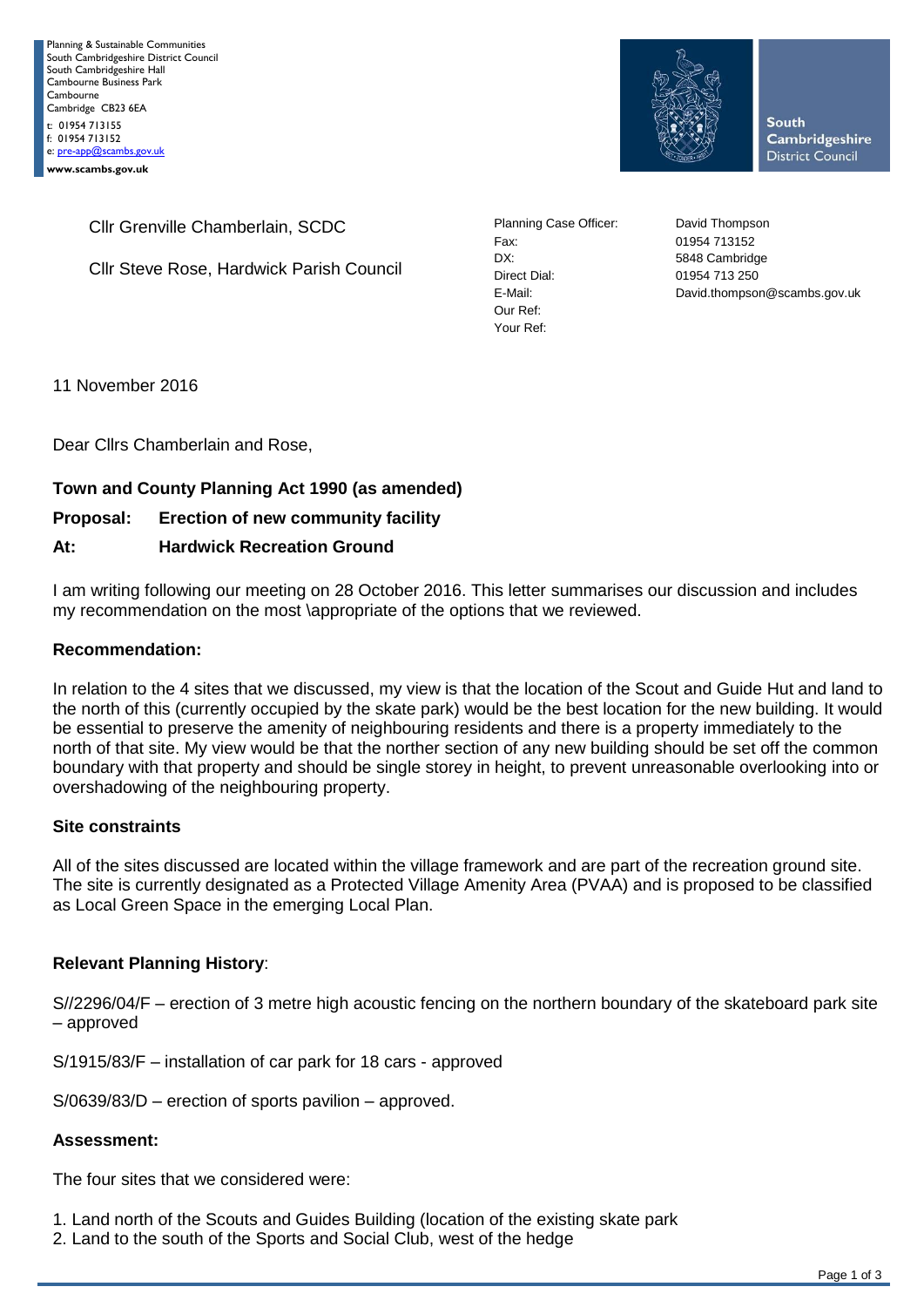Planning & Sustainable Communities
South Cambridgeshire District Council
South Cambridgeshire Hall
Cambourne Business Park
Cambourne
Cambridge CB23 6EA
t: 01954 713155
f: 01954 713152
e: pre-app@scambs.gov.uk
**www.scambs.gov.uk**

South Cambridgeshire District Council

Cllr Grenville Chamberlain, SCDC

Cllr Steve Rose, Hardwick Parish Council

| | |
|---|---|
| Planning Case Officer: | David Thompson |
| Fax: | 01954 713152 |
| DX: | 5848 Cambridge |
| Direct Dial: | 01954 713 250 |
| E-Mail: | David.thompson@scambs.gov.uk |
| Our Ref: | |
| Your Ref: | |

11 November 2016

Dear Cllrs Chamberlain and Rose,

**Town and County Planning Act 1990 (as amended)**

**Proposal: Erection of new community facility**

**At: Hardwick Recreation Ground**

I am writing following our meeting on 28 October 2016. This letter summarises our discussion and includes my recommendation on the most \appropriate of the options that we reviewed.

**Recommendation:**

In relation to the 4 sites that we discussed, my view is that the location of the Scout and Guide Hut and land to the north of this (currently occupied by the skate park) would be the best location for the new building. It would be essential to preserve the amenity of neighbouring residents and there is a property immediately to the north of that site. My view would be that the norther section of any new building should be set off the common boundary with that property and should be single storey in height, to prevent unreasonable overlooking into or overshadowing of the neighbouring property.

**Site constraints**

All of the sites discussed are located within the village framework and are part of the recreation ground site. The site is currently designated as a Protected Village Amenity Area (PVAA) and is proposed to be classified as Local Green Space in the emerging Local Plan.

**Relevant Planning History**:

S//2296/04/F – erection of 3 metre high acoustic fencing on the northern boundary of the skateboard park site – approved

S/1915/83/F – installation of car park for 18 cars - approved

S/0639/83/D – erection of sports pavilion – approved.

**Assessment:**

The four sites that we considered were:

1. Land north of the Scouts and Guides Building (location of the existing skate park
2. Land to the south of the Sports and Social Club, west of the hedge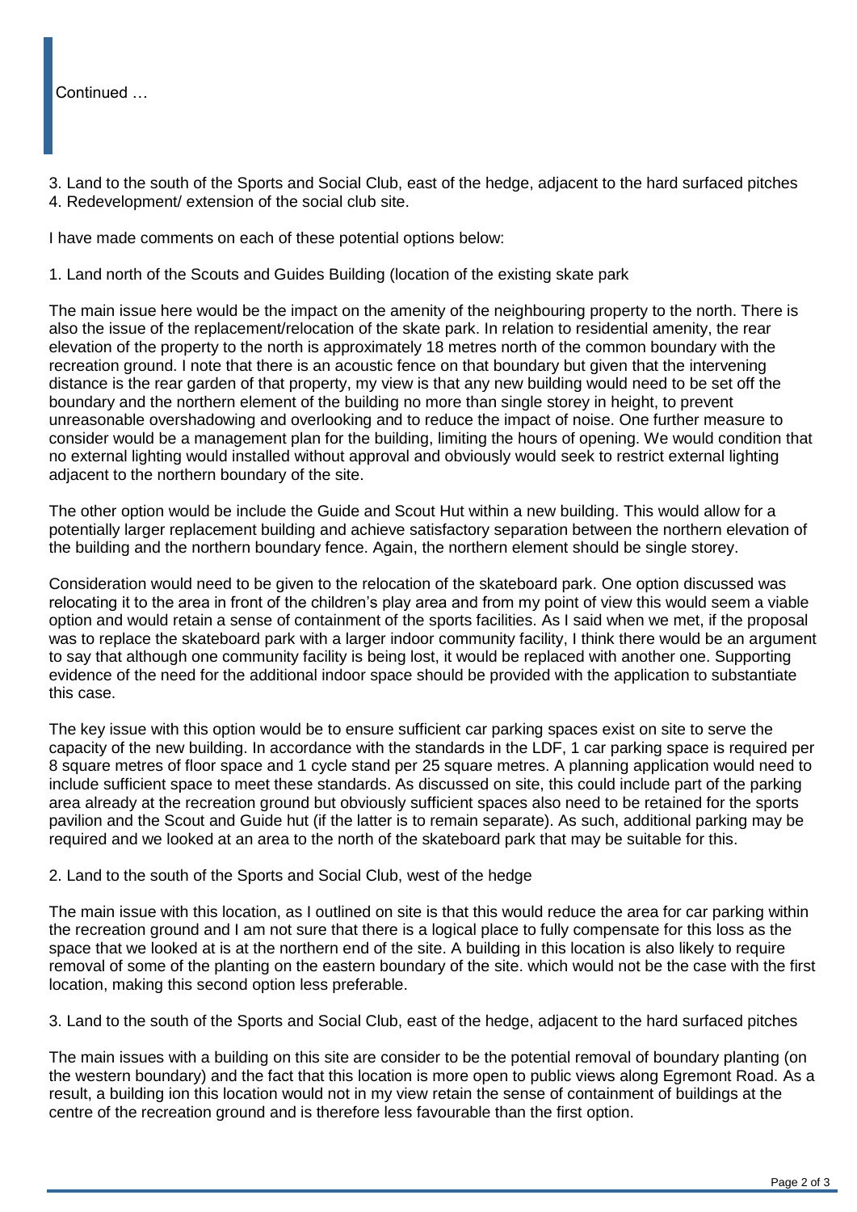Continued …

3. Land to the south of the Sports and Social Club, east of the hedge, adjacent to the hard surfaced pitches
4. Redevelopment/ extension of the social club site.

I have made comments on each of these potential options below:

1. Land north of the Scouts and Guides Building (location of the existing skate park

The main issue here would be the impact on the amenity of the neighbouring property to the north. There is also the issue of the replacement/relocation of the skate park. In relation to residential amenity, the rear elevation of the property to the north is approximately 18 metres north of the common boundary with the recreation ground. I note that there is an acoustic fence on that boundary but given that the intervening distance is the rear garden of that property, my view is that any new building would need to be set off the boundary and the northern element of the building no more than single storey in height, to prevent unreasonable overshadowing and overlooking and to reduce the impact of noise. One further measure to consider would be a management plan for the building, limiting the hours of opening. We would condition that no external lighting would installed without approval and obviously would seek to restrict external lighting adjacent to the northern boundary of the site.

The other option would be include the Guide and Scout Hut within a new building. This would allow for a potentially larger replacement building and achieve satisfactory separation between the northern elevation of the building and the northern boundary fence. Again, the northern element should be single storey.

Consideration would need to be given to the relocation of the skateboard park. One option discussed was relocating it to the area in front of the children's play area and from my point of view this would seem a viable option and would retain a sense of containment of the sports facilities. As I said when we met, if the proposal was to replace the skateboard park with a larger indoor community facility, I think there would be an argument to say that although one community facility is being lost, it would be replaced with another one. Supporting evidence of the need for the additional indoor space should be provided with the application to substantiate this case.

The key issue with this option would be to ensure sufficient car parking spaces exist on site to serve the capacity of the new building. In accordance with the standards in the LDF, 1 car parking space is required per 8 square metres of floor space and 1 cycle stand per 25 square metres. A planning application would need to include sufficient space to meet these standards. As discussed on site, this could include part of the parking area already at the recreation ground but obviously sufficient spaces also need to be retained for the sports pavilion and the Scout and Guide hut (if the latter is to remain separate). As such, additional parking may be required and we looked at an area to the north of the skateboard park that may be suitable for this.

2. Land to the south of the Sports and Social Club, west of the hedge

The main issue with this location, as I outlined on site is that this would reduce the area for car parking within the recreation ground and I am not sure that there is a logical place to fully compensate for this loss as the space that we looked at is at the northern end of the site. A building in this location is also likely to require removal of some of the planting on the eastern boundary of the site. which would not be the case with the first location, making this second option less preferable.

3. Land to the south of the Sports and Social Club, east of the hedge, adjacent to the hard surfaced pitches

The main issues with a building on this site are consider to be the potential removal of boundary planting (on the western boundary) and the fact that this location is more open to public views along Egremont Road. As a result, a building ion this location would not in my view retain the sense of containment of buildings at the centre of the recreation ground and is therefore less favourable than the first option.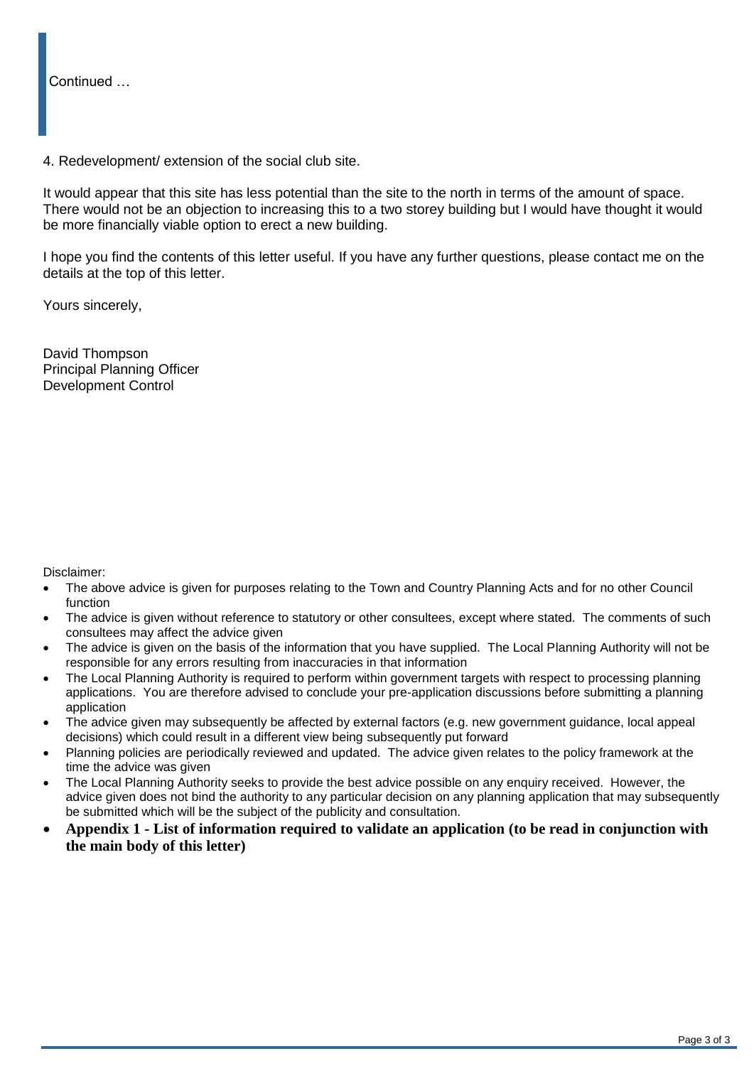Continued …

4. Redevelopment/ extension of the social club site.

It would appear that this site has less potential than the site to the north in terms of the amount of space. There would not be an objection to increasing this to a two storey building but I would have thought it would be more financially viable option to erect a new building.

I hope you find the contents of this letter useful. If you have any further questions, please contact me on the details at the top of this letter.

Yours sincerely,

David Thompson
Principal Planning Officer
Development Control

Disclaimer:

- The above advice is given for purposes relating to the Town and Country Planning Acts and for no other Council function
- The advice is given without reference to statutory or other consultees, except where stated. The comments of such consultees may affect the advice given
- The advice is given on the basis of the information that you have supplied. The Local Planning Authority will not be responsible for any errors resulting from inaccuracies in that information
- The Local Planning Authority is required to perform within government targets with respect to processing planning applications. You are therefore advised to conclude your pre-application discussions before submitting a planning application
- The advice given may subsequently be affected by external factors (e.g. new government guidance, local appeal decisions) which could result in a different view being subsequently put forward
- Planning policies are periodically reviewed and updated. The advice given relates to the policy framework at the time the advice was given
- The Local Planning Authority seeks to provide the best advice possible on any enquiry received. However, the advice given does not bind the authority to any particular decision on any planning application that may subsequently be submitted which will be the subject of the publicity and consultation.
- **Appendix 1 - List of information required to validate an application (to be read in conjunction with the main body of this letter)**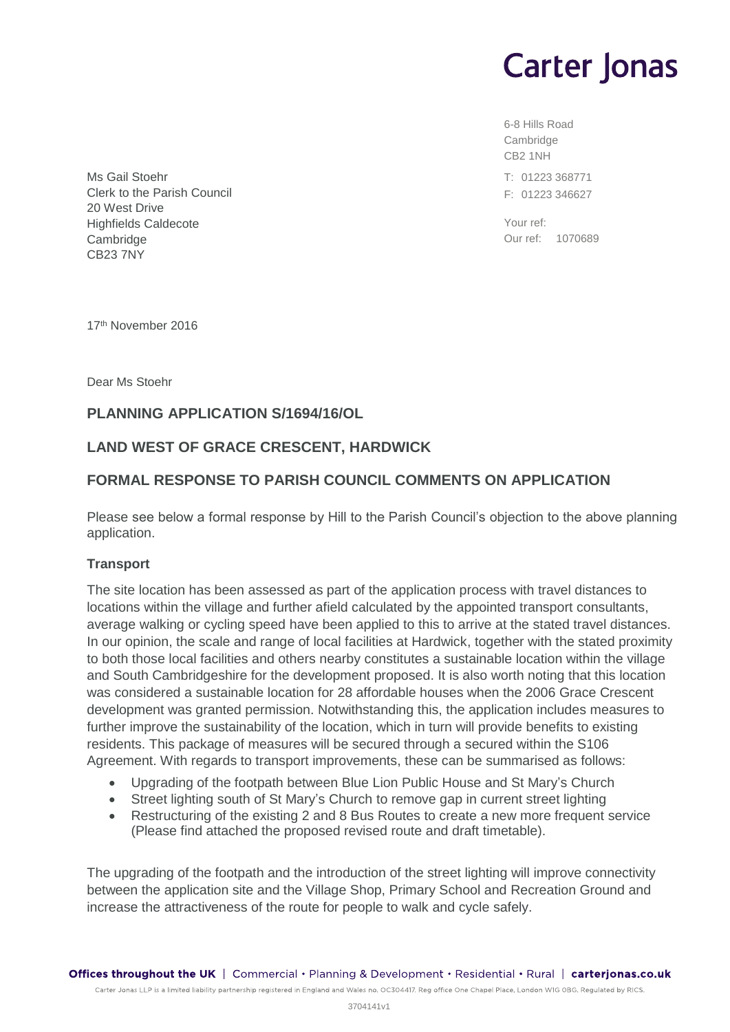# Carter Jonas

6-8 Hills Road
Cambridge
CB2 1NH

T: 01223 368771
F: 01223 346627

Your ref:
Our ref: 1070689

Ms Gail Stoehr
Clerk to the Parish Council
20 West Drive
Highfields Caldecote
Cambridge
CB23 7NY

17th November 2016

Dear Ms Stoehr

## PLANNING APPLICATION S/1694/16/OL

## LAND WEST OF GRACE CRESCENT, HARDWICK

## FORMAL RESPONSE TO PARISH COUNCIL COMMENTS ON APPLICATION

Please see below a formal response by Hill to the Parish Council's objection to the above planning application.

### Transport

The site location has been assessed as part of the application process with travel distances to locations within the village and further afield calculated by the appointed transport consultants, average walking or cycling speed have been applied to this to arrive at the stated travel distances. In our opinion, the scale and range of local facilities at Hardwick, together with the stated proximity to both those local facilities and others nearby constitutes a sustainable location within the village and South Cambridgeshire for the development proposed. It is also worth noting that this location was considered a sustainable location for 28 affordable houses when the 2006 Grace Crescent development was granted permission. Notwithstanding this, the application includes measures to further improve the sustainability of the location, which in turn will provide benefits to existing residents. This package of measures will be secured through a secured within the S106 Agreement. With regards to transport improvements, these can be summarised as follows:

- Upgrading of the footpath between Blue Lion Public House and St Mary's Church
- Street lighting south of St Mary's Church to remove gap in current street lighting
- Restructuring of the existing 2 and 8 Bus Routes to create a new more frequent service (Please find attached the proposed revised route and draft timetable).

The upgrading of the footpath and the introduction of the street lighting will improve connectivity between the application site and the Village Shop, Primary School and Recreation Ground and increase the attractiveness of the route for people to walk and cycle safely.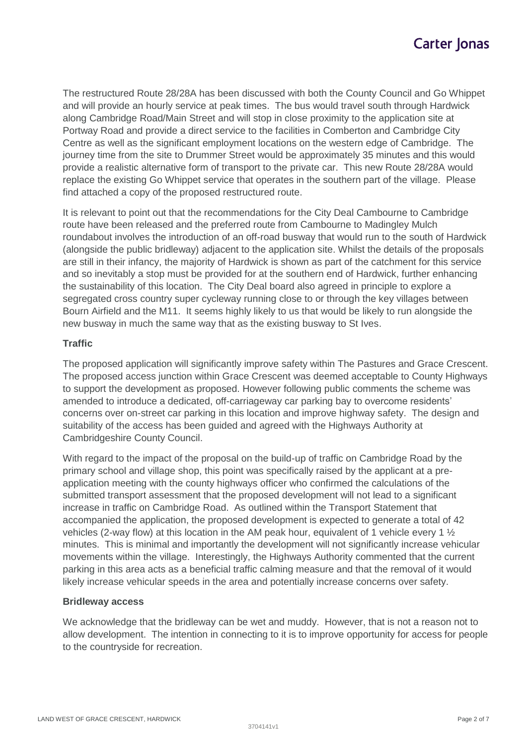The restructured Route 28/28A has been discussed with both the County Council and Go Whippet and will provide an hourly service at peak times. The bus would travel south through Hardwick along Cambridge Road/Main Street and will stop in close proximity to the application site at Portway Road and provide a direct service to the facilities in Comberton and Cambridge City Centre as well as the significant employment locations on the western edge of Cambridge. The journey time from the site to Drummer Street would be approximately 35 minutes and this would provide a realistic alternative form of transport to the private car. This new Route 28/28A would replace the existing Go Whippet service that operates in the southern part of the village. Please find attached a copy of the proposed restructured route.

It is relevant to point out that the recommendations for the City Deal Cambourne to Cambridge route have been released and the preferred route from Cambourne to Madingley Mulch roundabout involves the introduction of an off-road busway that would run to the south of Hardwick (alongside the public bridleway) adjacent to the application site. Whilst the details of the proposals are still in their infancy, the majority of Hardwick is shown as part of the catchment for this service and so inevitably a stop must be provided for at the southern end of Hardwick, further enhancing the sustainability of this location. The City Deal board also agreed in principle to explore a segregated cross country super cycleway running close to or through the key villages between Bourn Airfield and the M11. It seems highly likely to us that would be likely to run alongside the new busway in much the same way that as the existing busway to St Ives.

**Traffic**

The proposed application will significantly improve safety within The Pastures and Grace Crescent. The proposed access junction within Grace Crescent was deemed acceptable to County Highways to support the development as proposed. However following public comments the scheme was amended to introduce a dedicated, off-carriageway car parking bay to overcome residents' concerns over on-street car parking in this location and improve highway safety. The design and suitability of the access has been guided and agreed with the Highways Authority at Cambridgeshire County Council.

With regard to the impact of the proposal on the build-up of traffic on Cambridge Road by the primary school and village shop, this point was specifically raised by the applicant at a pre-application meeting with the county highways officer who confirmed the calculations of the submitted transport assessment that the proposed development will not lead to a significant increase in traffic on Cambridge Road. As outlined within the Transport Statement that accompanied the application, the proposed development is expected to generate a total of 42 vehicles (2-way flow) at this location in the AM peak hour, equivalent of 1 vehicle every 1 ½ minutes. This is minimal and importantly the development will not significantly increase vehicular movements within the village. Interestingly, the Highways Authority commented that the current parking in this area acts as a beneficial traffic calming measure and that the removal of it would likely increase vehicular speeds in the area and potentially increase concerns over safety.

**Bridleway access**

We acknowledge that the bridleway can be wet and muddy. However, that is not a reason not to allow development. The intention in connecting to it is to improve opportunity for access for people to the countryside for recreation.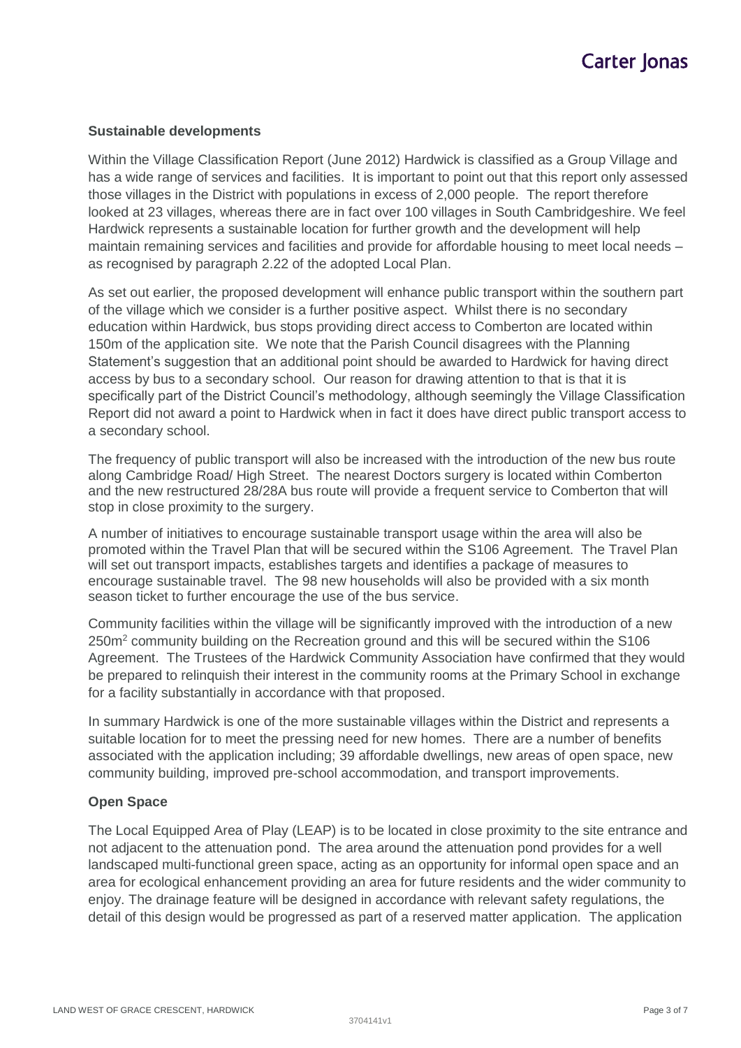**Sustainable developments**

Within the Village Classification Report (June 2012) Hardwick is classified as a Group Village and has a wide range of services and facilities. It is important to point out that this report only assessed those villages in the District with populations in excess of 2,000 people. The report therefore looked at 23 villages, whereas there are in fact over 100 villages in South Cambridgeshire. We feel Hardwick represents a sustainable location for further growth and the development will help maintain remaining services and facilities and provide for affordable housing to meet local needs – as recognised by paragraph 2.22 of the adopted Local Plan.

As set out earlier, the proposed development will enhance public transport within the southern part of the village which we consider is a further positive aspect. Whilst there is no secondary education within Hardwick, bus stops providing direct access to Comberton are located within 150m of the application site. We note that the Parish Council disagrees with the Planning Statement's suggestion that an additional point should be awarded to Hardwick for having direct access by bus to a secondary school. Our reason for drawing attention to that is that it is specifically part of the District Council's methodology, although seemingly the Village Classification Report did not award a point to Hardwick when in fact it does have direct public transport access to a secondary school.

The frequency of public transport will also be increased with the introduction of the new bus route along Cambridge Road/ High Street. The nearest Doctors surgery is located within Comberton and the new restructured 28/28A bus route will provide a frequent service to Comberton that will stop in close proximity to the surgery.

A number of initiatives to encourage sustainable transport usage within the area will also be promoted within the Travel Plan that will be secured within the S106 Agreement. The Travel Plan will set out transport impacts, establishes targets and identifies a package of measures to encourage sustainable travel. The 98 new households will also be provided with a six month season ticket to further encourage the use of the bus service.

Community facilities within the village will be significantly improved with the introduction of a new 250m$^2$ community building on the Recreation ground and this will be secured within the S106 Agreement. The Trustees of the Hardwick Community Association have confirmed that they would be prepared to relinquish their interest in the community rooms at the Primary School in exchange for a facility substantially in accordance with that proposed.

In summary Hardwick is one of the more sustainable villages within the District and represents a suitable location for to meet the pressing need for new homes. There are a number of benefits associated with the application including; 39 affordable dwellings, new areas of open space, new community building, improved pre-school accommodation, and transport improvements.

**Open Space**

The Local Equipped Area of Play (LEAP) is to be located in close proximity to the site entrance and not adjacent to the attenuation pond. The area around the attenuation pond provides for a well landscaped multi-functional green space, acting as an opportunity for informal open space and an area for ecological enhancement providing an area for future residents and the wider community to enjoy. The drainage feature will be designed in accordance with relevant safety regulations, the detail of this design would be progressed as part of a reserved matter application. The application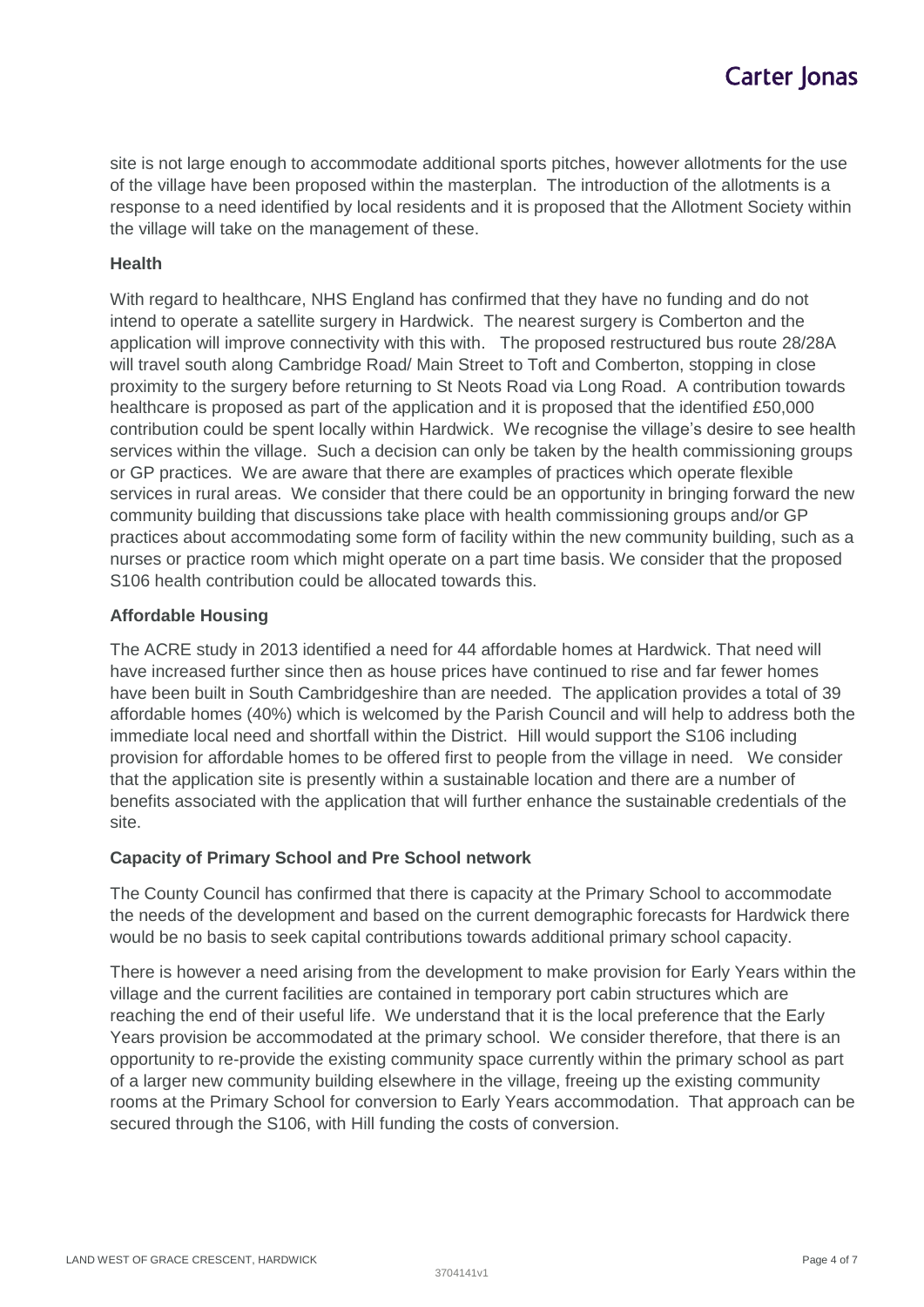site is not large enough to accommodate additional sports pitches, however allotments for the use of the village have been proposed within the masterplan. The introduction of the allotments is a response to a need identified by local residents and it is proposed that the Allotment Society within the village will take on the management of these.

**Health**

With regard to healthcare, NHS England has confirmed that they have no funding and do not intend to operate a satellite surgery in Hardwick. The nearest surgery is Comberton and the application will improve connectivity with this with. The proposed restructured bus route 28/28A will travel south along Cambridge Road/ Main Street to Toft and Comberton, stopping in close proximity to the surgery before returning to St Neots Road via Long Road. A contribution towards healthcare is proposed as part of the application and it is proposed that the identified £50,000 contribution could be spent locally within Hardwick. We recognise the village's desire to see health services within the village. Such a decision can only be taken by the health commissioning groups or GP practices. We are aware that there are examples of practices which operate flexible services in rural areas. We consider that there could be an opportunity in bringing forward the new community building that discussions take place with health commissioning groups and/or GP practices about accommodating some form of facility within the new community building, such as a nurses or practice room which might operate on a part time basis. We consider that the proposed S106 health contribution could be allocated towards this.

**Affordable Housing**

The ACRE study in 2013 identified a need for 44 affordable homes at Hardwick. That need will have increased further since then as house prices have continued to rise and far fewer homes have been built in South Cambridgeshire than are needed. The application provides a total of 39 affordable homes (40%) which is welcomed by the Parish Council and will help to address both the immediate local need and shortfall within the District. Hill would support the S106 including provision for affordable homes to be offered first to people from the village in need. We consider that the application site is presently within a sustainable location and there are a number of benefits associated with the application that will further enhance the sustainable credentials of the site.

**Capacity of Primary School and Pre School network**

The County Council has confirmed that there is capacity at the Primary School to accommodate the needs of the development and based on the current demographic forecasts for Hardwick there would be no basis to seek capital contributions towards additional primary school capacity.

There is however a need arising from the development to make provision for Early Years within the village and the current facilities are contained in temporary port cabin structures which are reaching the end of their useful life. We understand that it is the local preference that the Early Years provision be accommodated at the primary school. We consider therefore, that there is an opportunity to re-provide the existing community space currently within the primary school as part of a larger new community building elsewhere in the village, freeing up the existing community rooms at the Primary School for conversion to Early Years accommodation. That approach can be secured through the S106, with Hill funding the costs of conversion.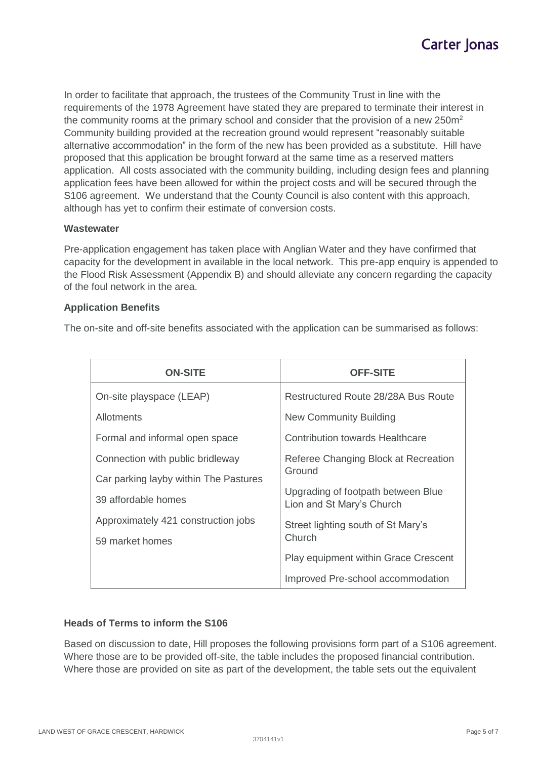In order to facilitate that approach, the trustees of the Community Trust in line with the requirements of the 1978 Agreement have stated they are prepared to terminate their interest in the community rooms at the primary school and consider that the provision of a new 250m$^2$ Community building provided at the recreation ground would represent "reasonably suitable alternative accommodation" in the form of the new has been provided as a substitute. Hill have proposed that this application be brought forward at the same time as a reserved matters application. All costs associated with the community building, including design fees and planning application fees have been allowed for within the project costs and will be secured through the S106 agreement. We understand that the County Council is also content with this approach, although has yet to confirm their estimate of conversion costs.

**Wastewater**

Pre-application engagement has taken place with Anglian Water and they have confirmed that capacity for the development in available in the local network. This pre-app enquiry is appended to the Flood Risk Assessment (Appendix B) and should alleviate any concern regarding the capacity of the foul network in the area.

**Application Benefits**

The on-site and off-site benefits associated with the application can be summarised as follows:

| ON-SITE | OFF-SITE |
|---|---|
| On-site playspace (LEAP) | Restructured Route 28/28A Bus Route |
| Allotments | New Community Building |
| Formal and informal open space | Contribution towards Healthcare |
| Connection with public bridleway | Referee Changing Block at Recreation Ground |
| Car parking layby within The Pastures | |
| 39 affordable homes | Upgrading of footpath between Blue Lion and St Mary's Church |
| Approximately 421 construction jobs | Street lighting south of St Mary's Church |
| 59 market homes | |
| | Play equipment within Grace Crescent |
| | Improved Pre-school accommodation |

**Heads of Terms to inform the S106**

Based on discussion to date, Hill proposes the following provisions form part of a S106 agreement. Where those are to be provided off-site, the table includes the proposed financial contribution. Where those are provided on site as part of the development, the table sets out the equivalent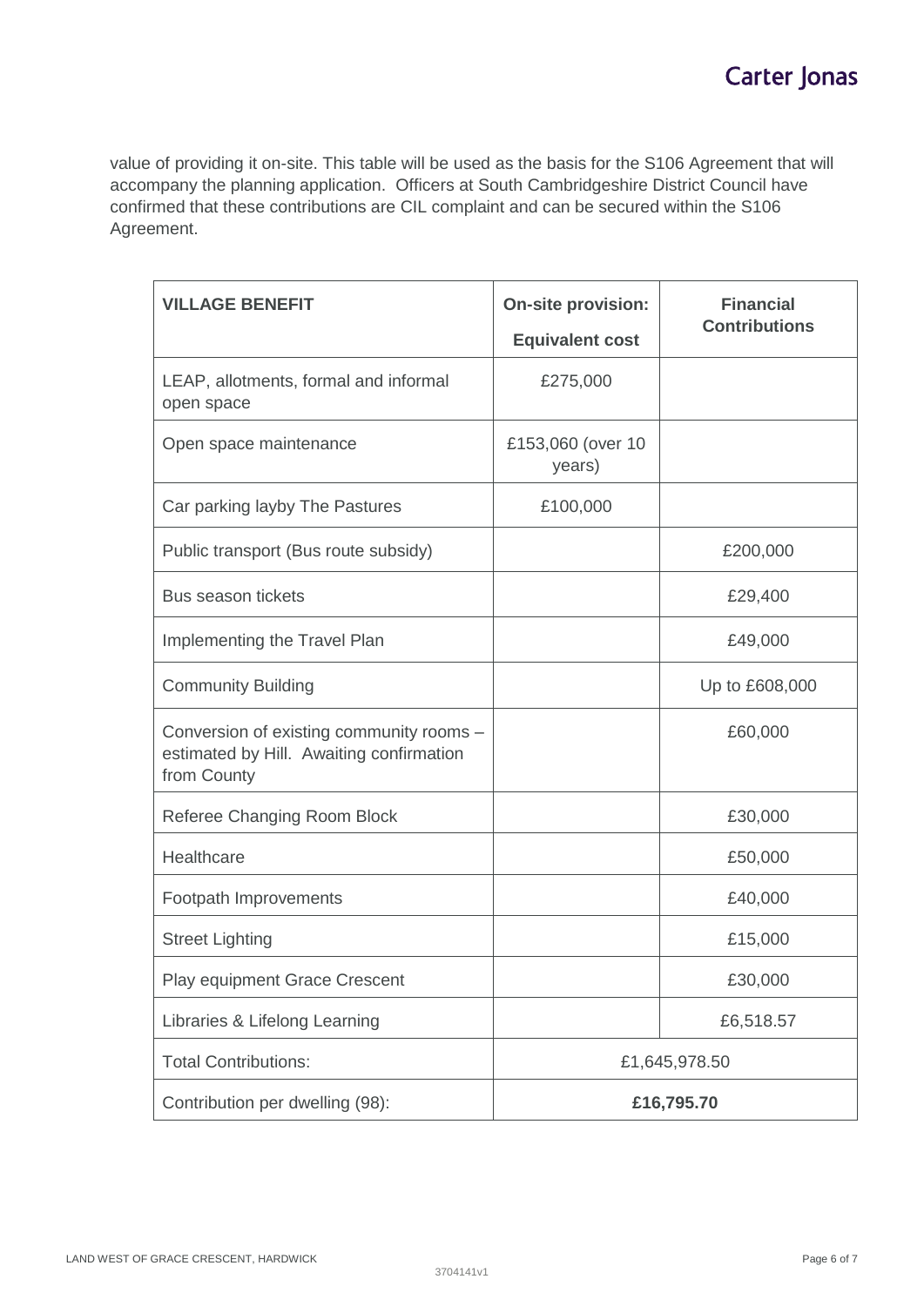value of providing it on-site. This table will be used as the basis for the S106 Agreement that will accompany the planning application. Officers at South Cambridgeshire District Council have confirmed that these contributions are CIL complaint and can be secured within the S106 Agreement.

| **VILLAGE BENEFIT** | **On-site provision: Equivalent cost** | **Financial Contributions** |
| --- | --- | --- |
| LEAP, allotments, formal and informal open space | £275,000 | |
| Open space maintenance | £153,060 (over 10 years) | |
| Car parking layby The Pastures | £100,000 | |
| Public transport (Bus route subsidy) | | £200,000 |
| Bus season tickets | | £29,400 |
| Implementing the Travel Plan | | £49,000 |
| Community Building | | Up to £608,000 |
| Conversion of existing community rooms – estimated by Hill. Awaiting confirmation from County | | £60,000 |
| Referee Changing Room Block | | £30,000 |
| Healthcare | | £50,000 |
| Footpath Improvements | | £40,000 |
| Street Lighting | | £15,000 |
| Play equipment Grace Crescent | | £30,000 |
| Libraries & Lifelong Learning | | £6,518.57 |
| Total Contributions: | £1,645,978.50 | |
| Contribution per dwelling (98): | **£16,795.70** | |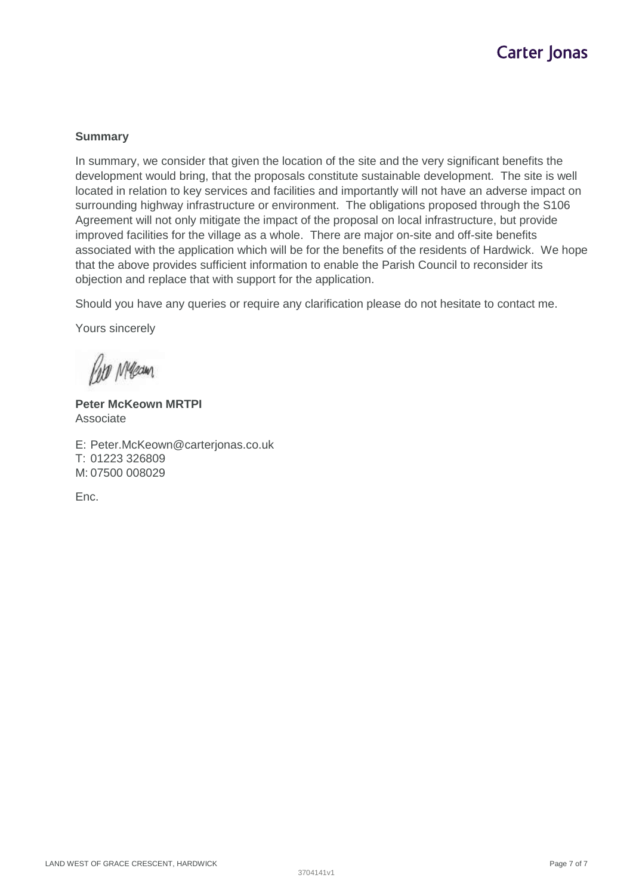**Summary**

In summary, we consider that given the location of the site and the very significant benefits the development would bring, that the proposals constitute sustainable development. The site is well located in relation to key services and facilities and importantly will not have an adverse impact on surrounding highway infrastructure or environment. The obligations proposed through the S106 Agreement will not only mitigate the impact of the proposal on local infrastructure, but provide improved facilities for the village as a whole. There are major on-site and off-site benefits associated with the application which will be for the benefits of the residents of Hardwick. We hope that the above provides sufficient information to enable the Parish Council to reconsider its objection and replace that with support for the application.

Should you have any queries or require any clarification please do not hesitate to contact me.

Yours sincerely

**Peter McKeown MRTPI**
Associate

E: Peter.McKeown@carterjonas.co.uk
T: 01223 326809
M: 07500 008029

Enc.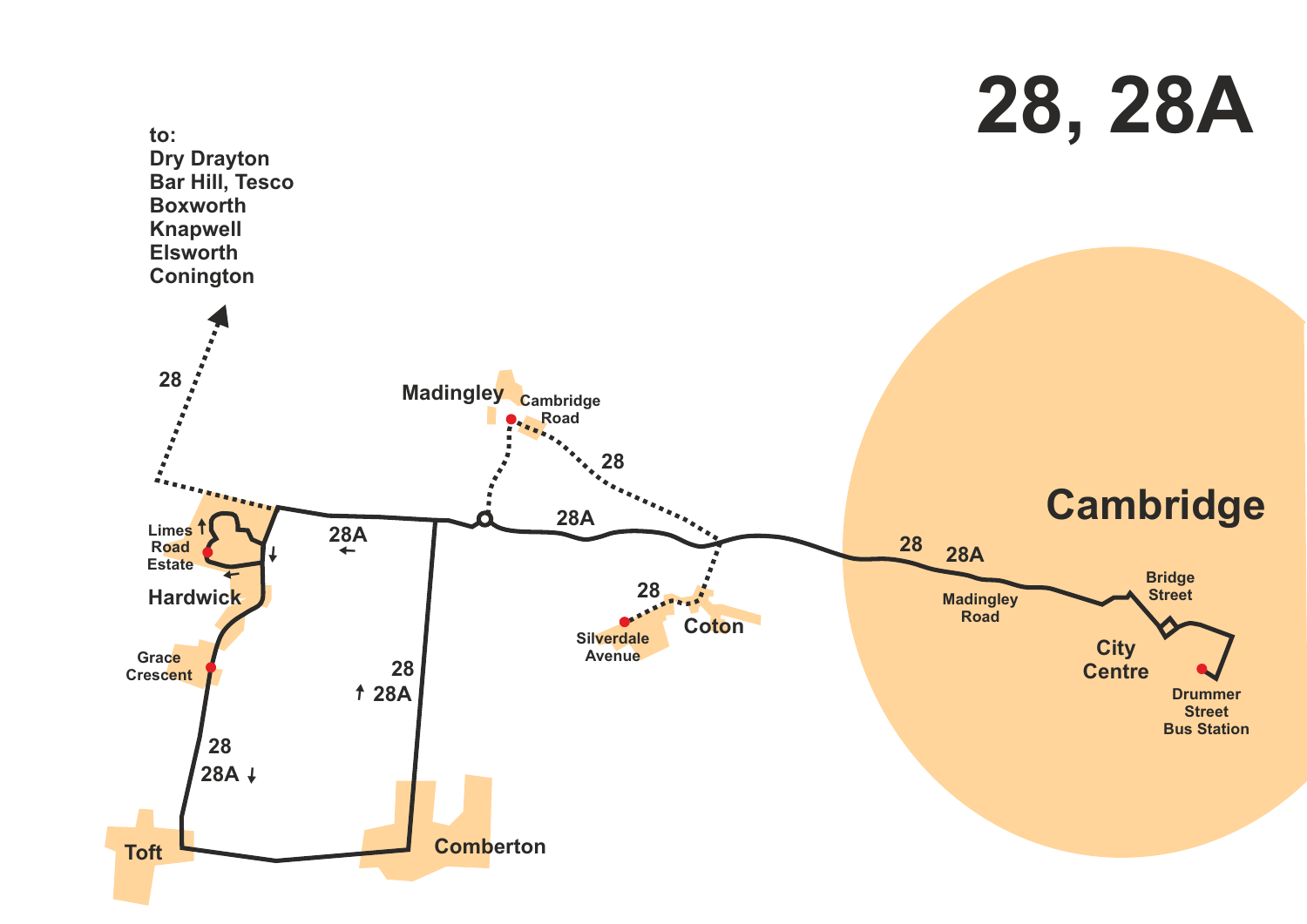# 28, 28A

to:
Dry Drayton
Bar Hill, Tesco
Boxworth
Knapwell
Elsworth
Conington

28

Madingley

Cambridge Road

28

28A

Limes Road Estate

Hardwick

28A

Grace Crescent

28
28A

28
28A

Toft

Comberton

28

Silverdale Avenue

Coton

Cambridge

28
28A

Madingley Road

Bridge Street

City Centre

Drummer Street Bus Station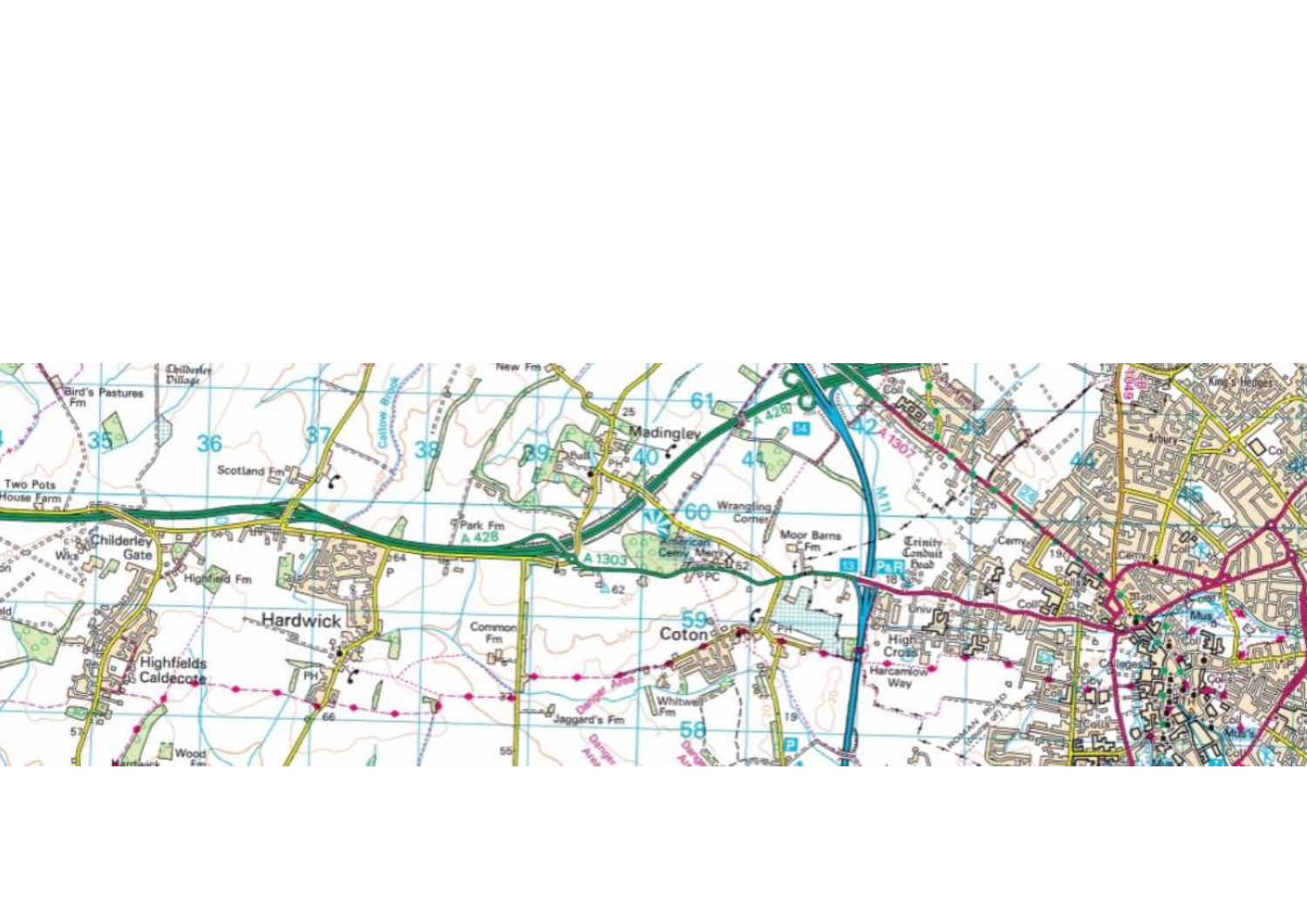Childerley Village
Bird's Pastures Fm
35
36
37
38
39
40
41
42
43
44
45
Two Pots House Farm
Scotland Fm
Callow Brook
New Fm
25
Madingley
Hall
PH
61
A 428
14
A 1307
M 11
Childerley Gate
Wks
Highfield Fm
64
P
Park Fm
A 428
A 1303
62
60
Wrangling Corner
American Cemy Meml
PC
52
Moor Barns Fm
13
P&R
18
Trinity Conduit Head
Cemy
Cemy
Hardwick
PH
Highfields Caldecote
57
66
Wood Fm
Hardwick
Common Fm
55
Danger Area
Jaggard's Fm
59
Coton
PH
Whitwell Fm
58
Danger Area
19
P
High Cross
Harcamlow Way
Univ
Coll
Colls
Roman Road
Arbury
King's Hedges
B 1049
Colleges
Mus
Colls
Coll